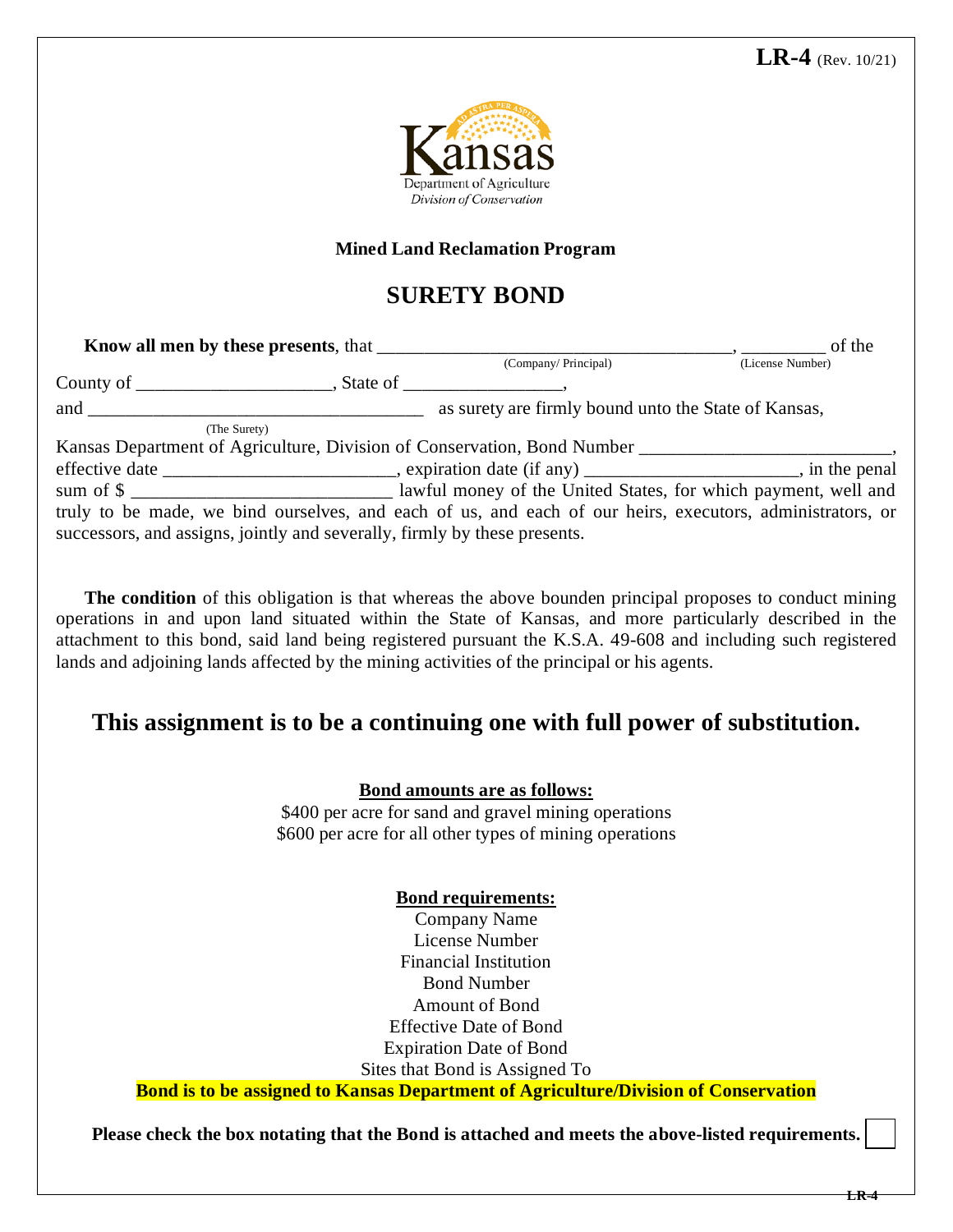**LR-4** (Rev. 10/21)

Kansas
Department of Agriculture
*Division of Conservation*

**Mined Land Reclamation Program**

# SURETY BOND

**Know all men by these presents**, that \_\_\_\_\_\_\_\_\_\_\_\_\_\_\_\_\_\_\_\_\_\_\_\_\_\_\_\_\_\_\_\_\_\_\_\_\_\_\_ (Company/ Principal), \_\_\_\_\_\_\_\_\_ (License Number) of the County of \_\_\_\_\_\_\_\_\_\_\_\_\_\_\_\_\_\_\_\_\_, State of \_\_\_\_\_\_\_\_\_\_\_\_\_\_\_\_\_,
and \_\_\_\_\_\_\_\_\_\_\_\_\_\_\_\_\_\_\_\_\_\_\_\_\_\_\_\_\_\_\_\_\_\_\_\_ (The Surety) as surety are firmly bound unto the State of Kansas, Kansas Department of Agriculture, Division of Conservation, Bond Number \_\_\_\_\_\_\_\_\_\_\_\_\_\_\_\_\_\_\_\_\_\_\_\_\_\_\_, effective date \_\_\_\_\_\_\_\_\_\_\_\_\_\_\_\_\_\_\_\_\_\_\_\_\_, expiration date (if any) \_\_\_\_\_\_\_\_\_\_\_\_\_\_\_\_\_\_\_\_\_\_, in the penal sum of $ \_\_\_\_\_\_\_\_\_\_\_\_\_\_\_\_\_\_\_\_\_\_\_\_\_\_\_ lawful money of the United States, for which payment, well and truly to be made, we bind ourselves, and each of us, and each of our heirs, executors, administrators, or successors, and assigns, jointly and severally, firmly by these presents.

**The condition** of this obligation is that whereas the above bounden principal proposes to conduct mining operations in and upon land situated within the State of Kansas, and more particularly described in the attachment to this bond, said land being registered pursuant the K.S.A. 49-608 and including such registered lands and adjoining lands affected by the mining activities of the principal or his agents.

## This assignment is to be a continuing one with full power of substitution.

**Bond amounts are as follows:**

$400 per acre for sand and gravel mining operations
$600 per acre for all other types of mining operations

**Bond requirements:**

Company Name
License Number
Financial Institution
Bond Number
Amount of Bond
Effective Date of Bond
Expiration Date of Bond
Sites that Bond is Assigned To

**Bond is to be assigned to Kansas Department of Agriculture/Division of Conservation**

**Please check the box notating that the Bond is attached and meets the above-listed requirements.** ☐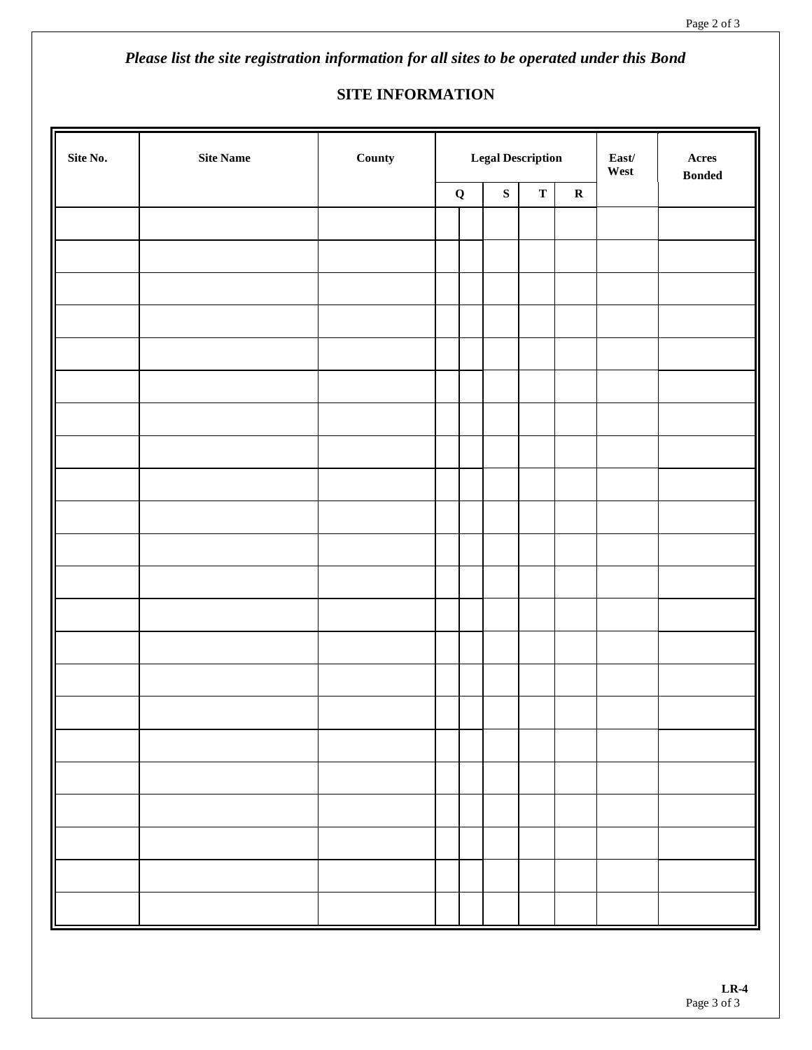*Please list the site registration information for all sites to be operated under this Bond*

## SITE INFORMATION

| Site No. | Site Name | County | Legal Description | | | | | East/ West | Acres Bonded |
|---|---|---|---|---|---|---|---|---|---|
| | | | Q | | S | T | R | | |
| | | | | | | | | | |
| | | | | | | | | | |
| | | | | | | | | | |
| | | | | | | | | | |
| | | | | | | | | | |
| | | | | | | | | | |
| | | | | | | | | | |
| | | | | | | | | | |
| | | | | | | | | | |
| | | | | | | | | | |
| | | | | | | | | | |
| | | | | | | | | | |
| | | | | | | | | | |
| | | | | | | | | | |
| | | | | | | | | | |
| | | | | | | | | | |
| | | | | | | | | | |
| | | | | | | | | | |
| | | | | | | | | | |
| | | | | | | | | | |
| | | | | | | | | | |
| | | | | | | | | | |

**LR-4**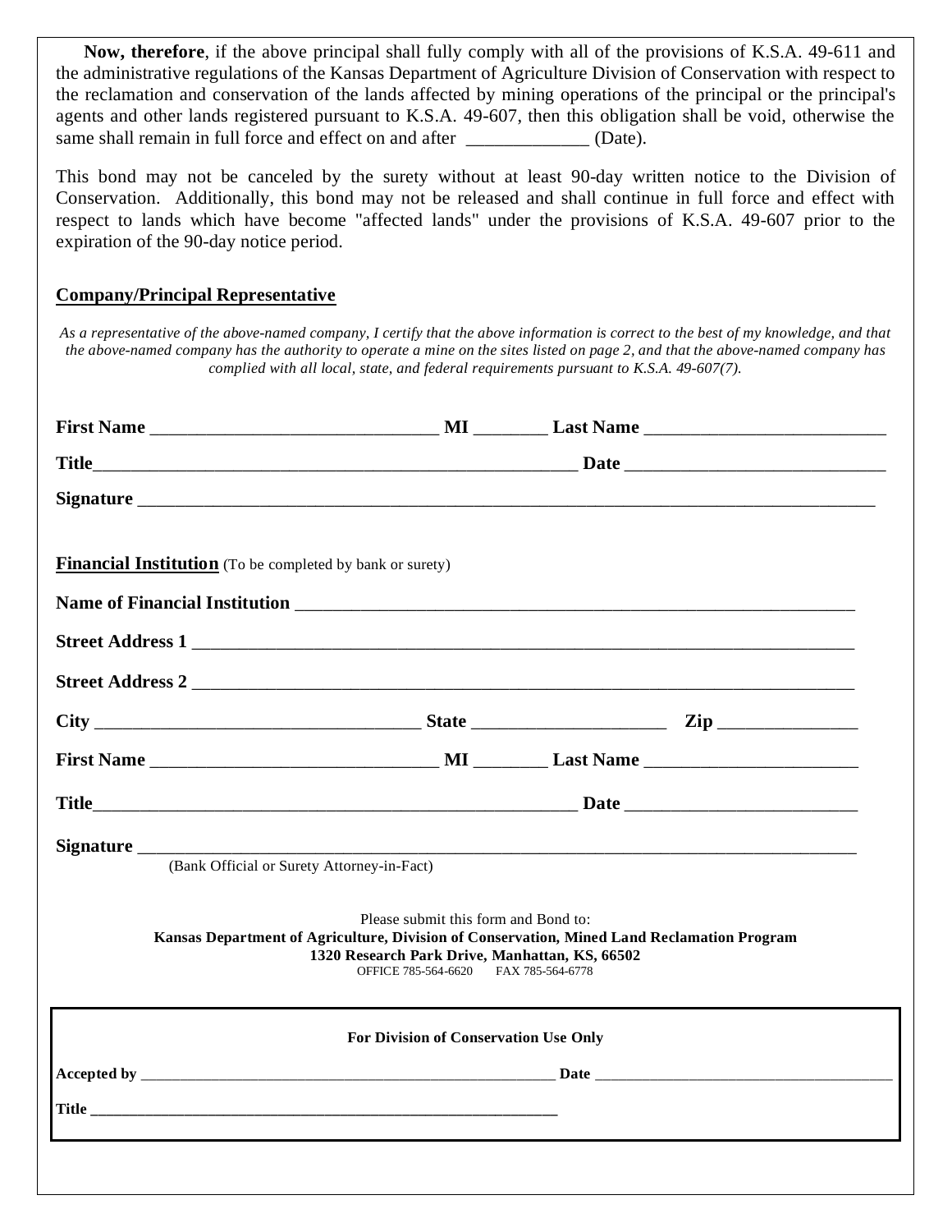**Now, therefore**, if the above principal shall fully comply with all of the provisions of K.S.A. 49-611 and the administrative regulations of the Kansas Department of Agriculture Division of Conservation with respect to the reclamation and conservation of the lands affected by mining operations of the principal or the principal's agents and other lands registered pursuant to K.S.A. 49-607, then this obligation shall be void, otherwise the same shall remain in full force and effect on and after _____________ (Date).

This bond may not be canceled by the surety without at least 90-day written notice to the Division of Conservation. Additionally, this bond may not be released and shall continue in full force and effect with respect to lands which have become "affected lands" under the provisions of K.S.A. 49-607 prior to the expiration of the 90-day notice period.

## Company/Principal Representative

*As a representative of the above-named company, I certify that the above information is correct to the best of my knowledge, and that the above-named company has the authority to operate a mine on the sites listed on page 2, and that the above-named company has complied with all local, state, and federal requirements pursuant to K.S.A. 49-607(7).*

**First Name** _______________________________ **MI** ________ **Last Name** __________________________

**Title**_____________________________________________________ **Date** ____________________________

**Signature** _________________________________________________________________________________

## Financial Institution (To be completed by bank or surety)

**Name of Financial Institution** ______________________________________________________________

**Street Address 1** ___________________________________________________________________________

**Street Address 2** ___________________________________________________________________________

**City** ___________________________________ **State** _____________________ **Zip** _______________

**First Name** _______________________________ **MI** ________ **Last Name** _______________________

**Title**_____________________________________________________ **Date** _________________________

**Signature** _________________________________________________________________________________
(Bank Official or Surety Attorney-in-Fact)

Please submit this form and Bond to:
**Kansas Department of Agriculture, Division of Conservation, Mined Land Reclamation Program**
**1320 Research Park Drive, Manhattan, KS, 66502**
OFFICE 785-564-6620 FAX 785-564-6778

**For Division of Conservation Use Only**

**Accepted by** _______________________________________________________ **Date** _____________________________________

**Title** _______________________________________________________________